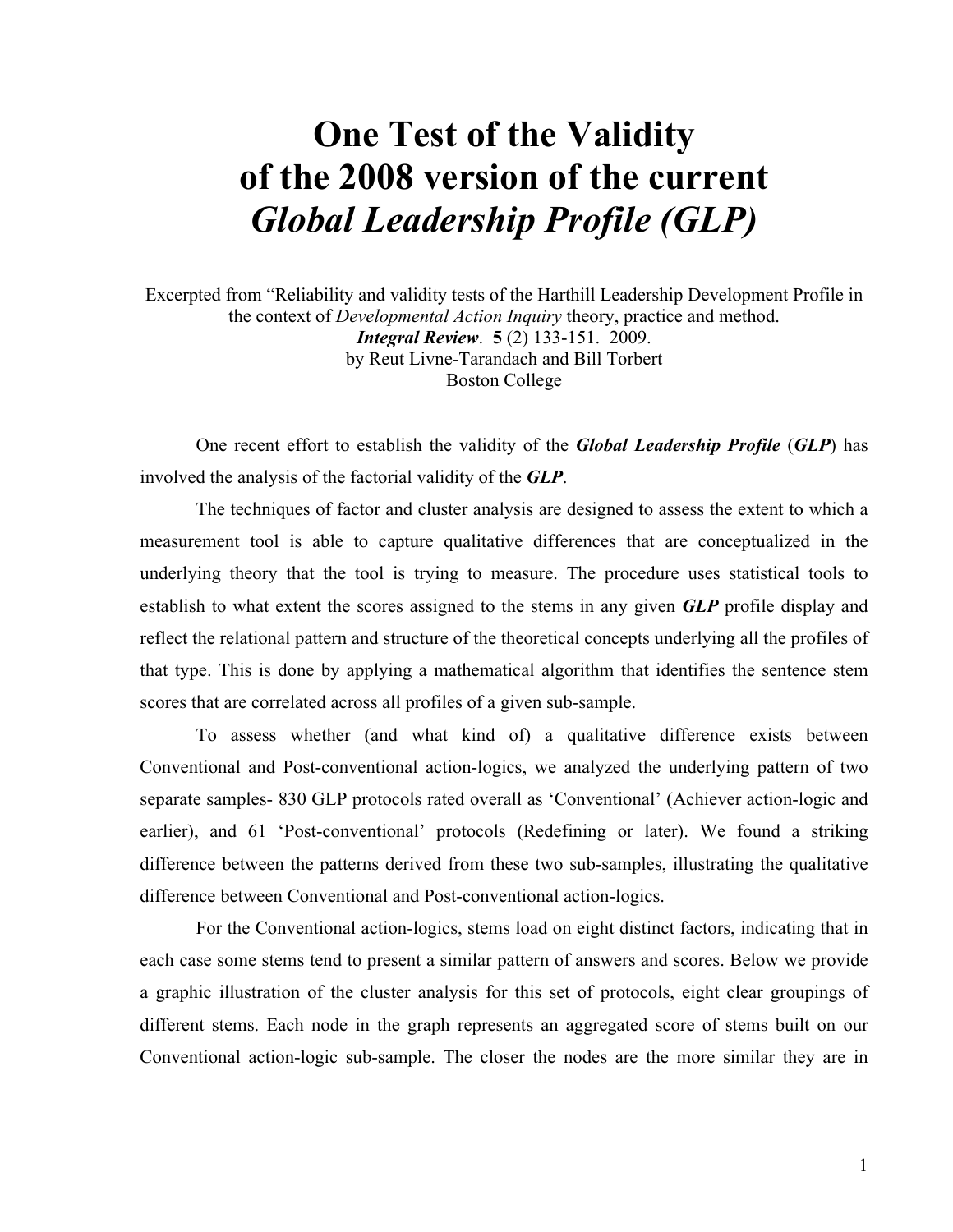# One Test of the Validity of the 2008 version of the current *Global Leadership Profile (GLP)*

Excerpted from "Reliability and validity tests of the Harthill Leadership Development Profile in the context of *Developmental Action Inquiry* theory, practice and method. ***Integral Review***. **5** (2) 133-151. 2009.
by Reut Livne-Tarandach and Bill Torbert
Boston College

One recent effort to establish the validity of the ***Global Leadership Profile*** (***GLP***) has involved the analysis of the factorial validity of the ***GLP***.

The techniques of factor and cluster analysis are designed to assess the extent to which a measurement tool is able to capture qualitative differences that are conceptualized in the underlying theory that the tool is trying to measure. The procedure uses statistical tools to establish to what extent the scores assigned to the stems in any given ***GLP*** profile display and reflect the relational pattern and structure of the theoretical concepts underlying all the profiles of that type. This is done by applying a mathematical algorithm that identifies the sentence stem scores that are correlated across all profiles of a given sub-sample.

To assess whether (and what kind of) a qualitative difference exists between Conventional and Post-conventional action-logics, we analyzed the underlying pattern of two separate samples- 830 GLP protocols rated overall as 'Conventional' (Achiever action-logic and earlier), and 61 'Post-conventional' protocols (Redefining or later). We found a striking difference between the patterns derived from these two sub-samples, illustrating the qualitative difference between Conventional and Post-conventional action-logics.

For the Conventional action-logics, stems load on eight distinct factors, indicating that in each case some stems tend to present a similar pattern of answers and scores. Below we provide a graphic illustration of the cluster analysis for this set of protocols, eight clear groupings of different stems. Each node in the graph represents an aggregated score of stems built on our Conventional action-logic sub-sample. The closer the nodes are the more similar they are in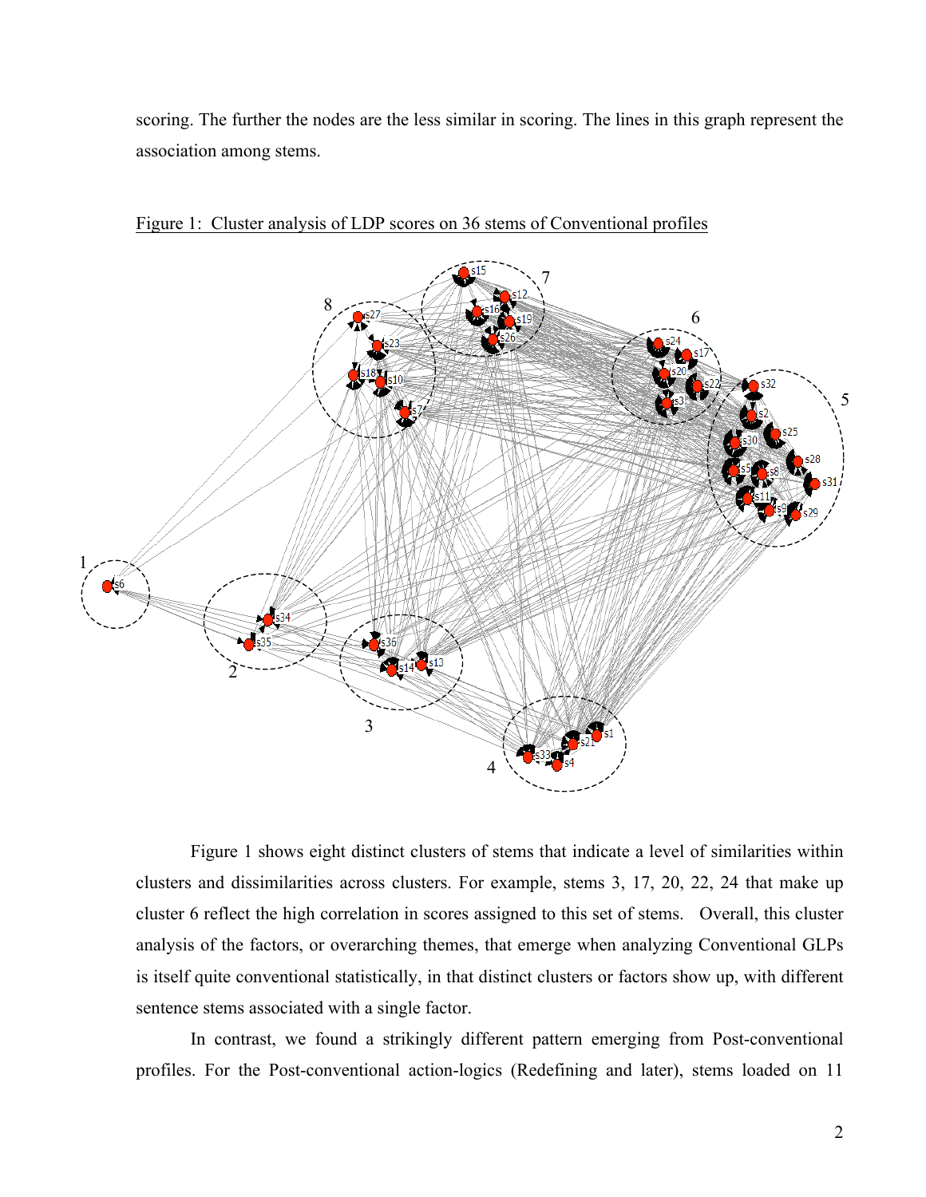scoring. The further the nodes are the less similar in scoring. The lines in this graph represent the association among stems.

Figure 1: Cluster analysis of LDP scores on 36 stems of Conventional profiles

7
s15 s12 s16 s19 s26

8
s27 s23 s18 s10 s7

6
s24 s17 s20 s22 s3

5
s32 s2 s25 s30 s28 s5 s8 s31 s11 s9 s29

1
s6

2
s34 s35

3
s36 s14 s13

4
s1 s21 s33 s4

Figure 1 shows eight distinct clusters of stems that indicate a level of similarities within clusters and dissimilarities across clusters. For example, stems 3, 17, 20, 22, 24 that make up cluster 6 reflect the high correlation in scores assigned to this set of stems. Overall, this cluster analysis of the factors, or overarching themes, that emerge when analyzing Conventional GLPs is itself quite conventional statistically, in that distinct clusters or factors show up, with different sentence stems associated with a single factor.

In contrast, we found a strikingly different pattern emerging from Post-conventional profiles. For the Post-conventional action-logics (Redefining and later), stems loaded on 11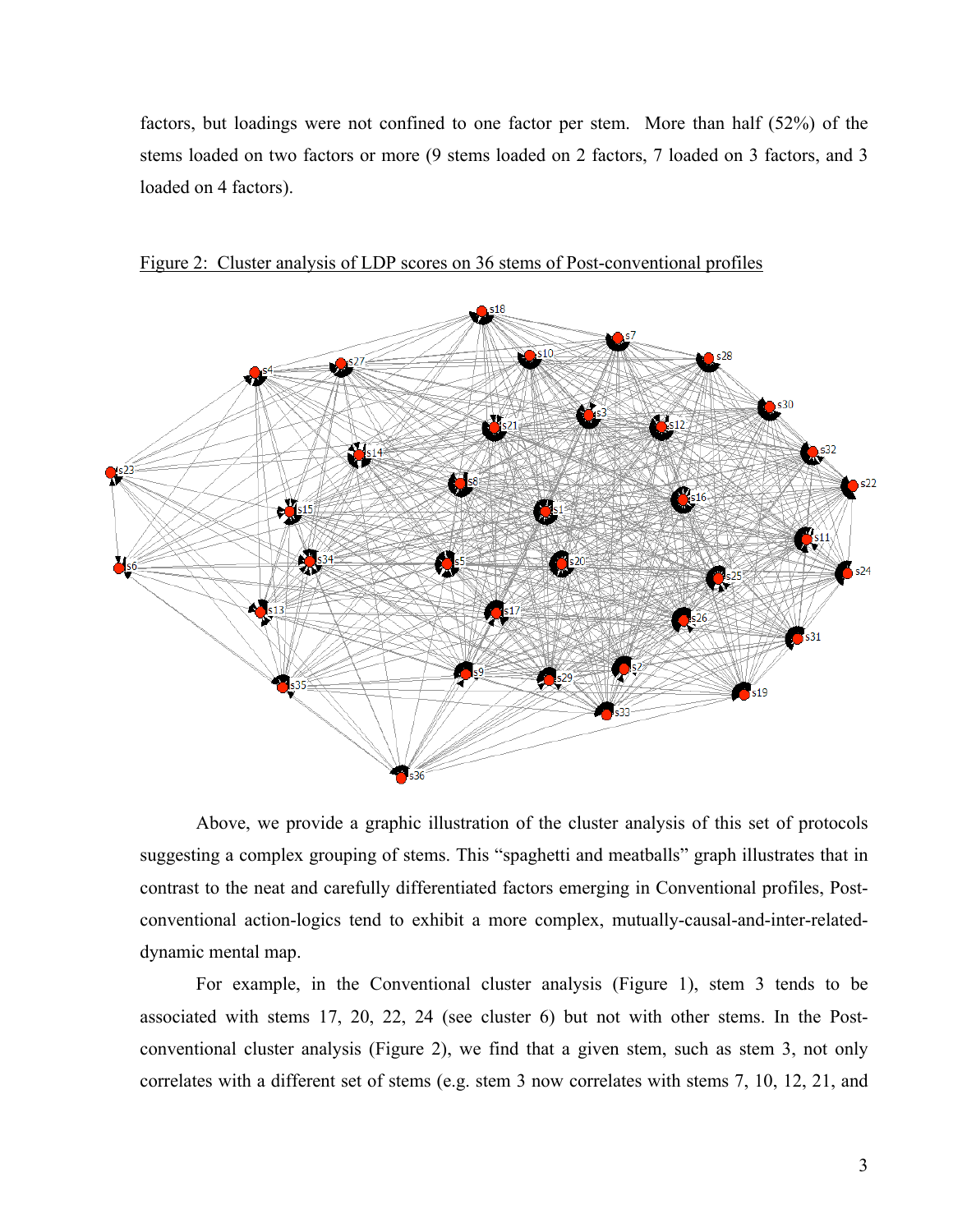factors, but loadings were not confined to one factor per stem. More than half (52%) of the stems loaded on two factors or more (9 stems loaded on 2 factors, 7 loaded on 3 factors, and 3 loaded on 4 factors).

Figure 2: Cluster analysis of LDP scores on 36 stems of Post-conventional profiles

s18
s7
s10
s28
s27
s4
s30
s3
s21
s12
s14
s32
s23
s22
s8
s15
s1
s16
s11
s34
s5
s20
s6
s24
s25
s13
s17
s26
s31
s9
s2
s29
s35
s19
s33
s36

Above, we provide a graphic illustration of the cluster analysis of this set of protocols suggesting a complex grouping of stems. This "spaghetti and meatballs" graph illustrates that in contrast to the neat and carefully differentiated factors emerging in Conventional profiles, Post-conventional action-logics tend to exhibit a more complex, mutually-causal-and-inter-related-dynamic mental map.

For example, in the Conventional cluster analysis (Figure 1), stem 3 tends to be associated with stems 17, 20, 22, 24 (see cluster 6) but not with other stems. In the Post-conventional cluster analysis (Figure 2), we find that a given stem, such as stem 3, not only correlates with a different set of stems (e.g. stem 3 now correlates with stems 7, 10, 12, 21, and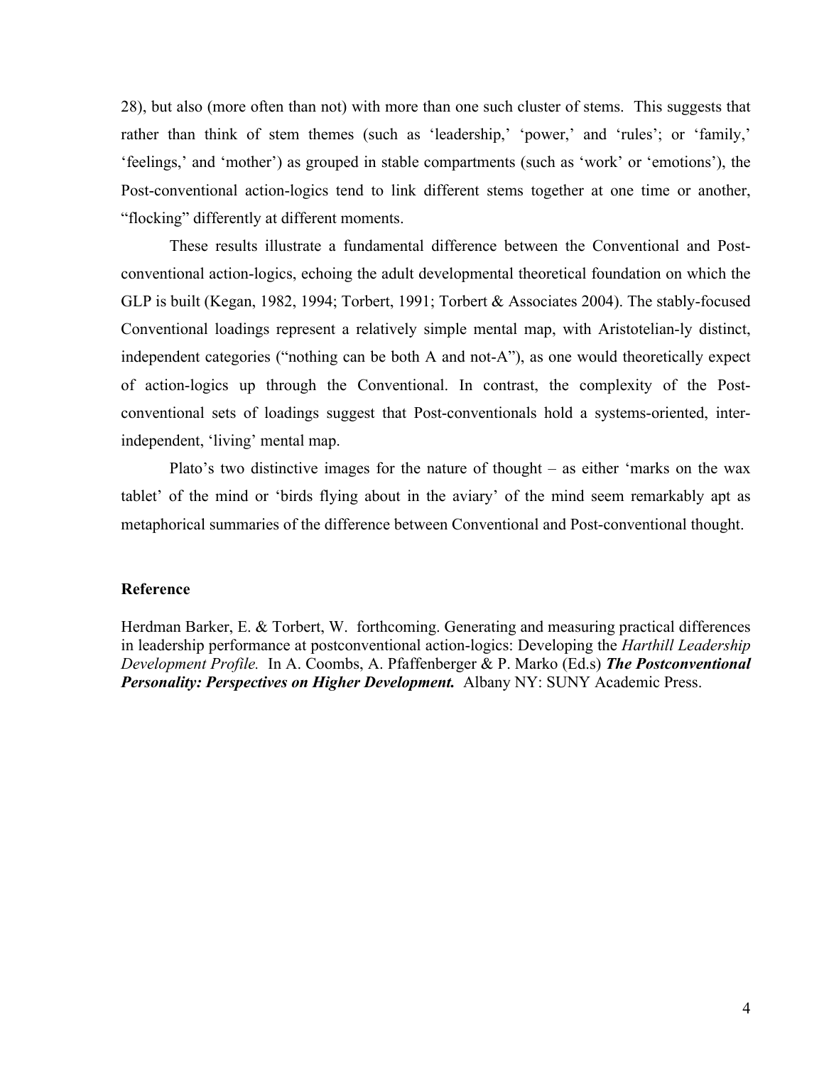28), but also (more often than not) with more than one such cluster of stems. This suggests that rather than think of stem themes (such as 'leadership,' 'power,' and 'rules'; or 'family,' 'feelings,' and 'mother') as grouped in stable compartments (such as 'work' or 'emotions'), the Post-conventional action-logics tend to link different stems together at one time or another, "flocking" differently at different moments.

These results illustrate a fundamental difference between the Conventional and Post-conventional action-logics, echoing the adult developmental theoretical foundation on which the GLP is built (Kegan, 1982, 1994; Torbert, 1991; Torbert & Associates 2004). The stably-focused Conventional loadings represent a relatively simple mental map, with Aristotelian-ly distinct, independent categories ("nothing can be both A and not-A"), as one would theoretically expect of action-logics up through the Conventional. In contrast, the complexity of the Post-conventional sets of loadings suggest that Post-conventionals hold a systems-oriented, inter-independent, 'living' mental map.

Plato's two distinctive images for the nature of thought – as either 'marks on the wax tablet' of the mind or 'birds flying about in the aviary' of the mind seem remarkably apt as metaphorical summaries of the difference between Conventional and Post-conventional thought.

### Reference

Herdman Barker, E. & Torbert, W. forthcoming. Generating and measuring practical differences in leadership performance at postconventional action-logics: Developing the *Harthill Leadership Development Profile.* In A. Coombs, A. Pfaffenberger & P. Marko (Ed.s) ***The Postconventional Personality: Perspectives on Higher Development.*** Albany NY: SUNY Academic Press.